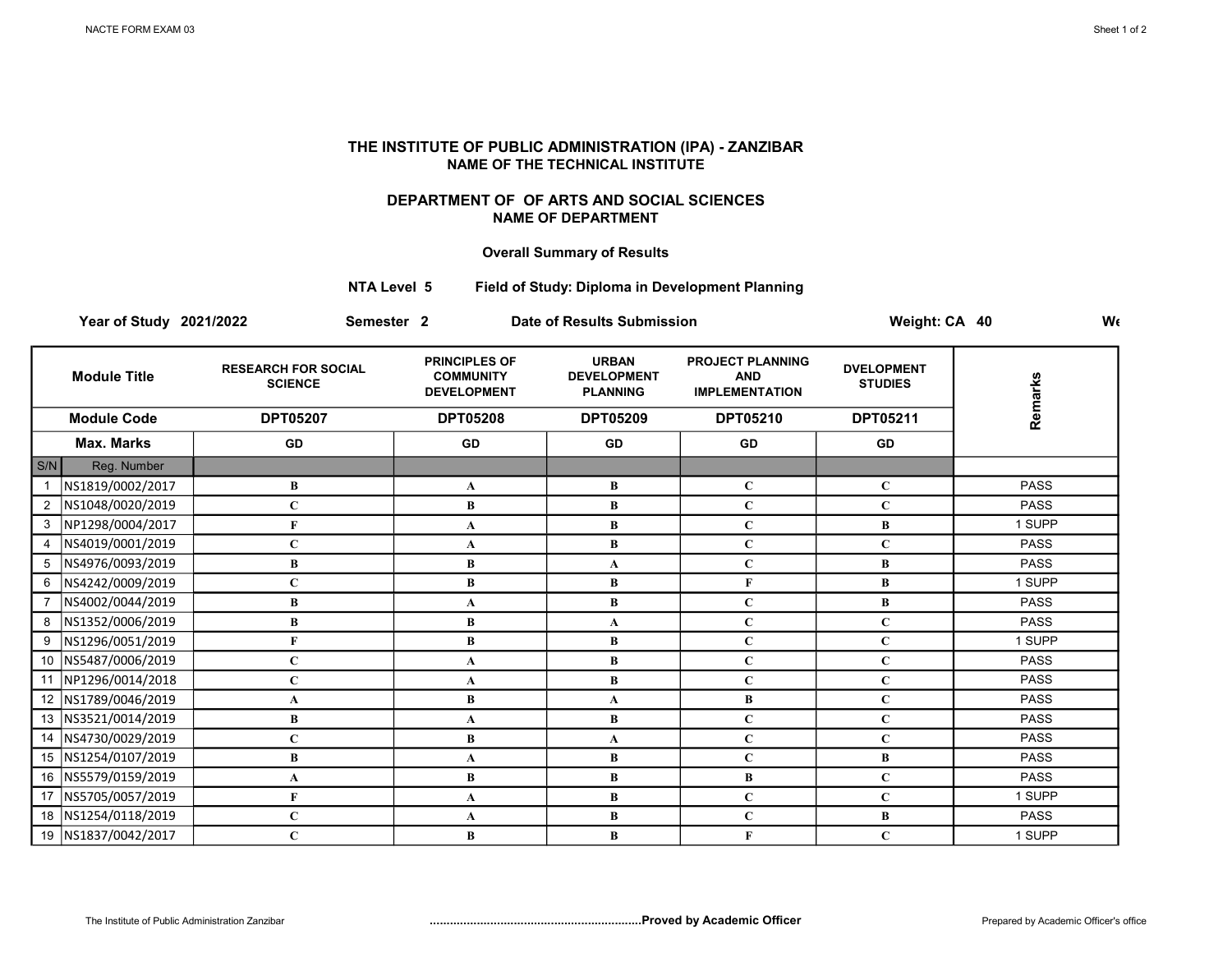NACTE FORM EXAM 03

# THE INSTITUTE OF PUBLIC ADMINISTRATION (IPA) - ZANZIBAR
**NAME OF THE TECHNICAL INSTITUTE**

## DEPARTMENT OF OF ARTS AND SOCIAL SCIENCES
**NAME OF DEPARTMENT**

**Overall Summary of Results**

**NTA Level 5** **Field of Study: Diploma in Development Planning**

**Year of Study 2021/2022** **Semester 2** **Date of Results Submission** **Weight: CA 40** **We**

| | Module Title | RESEARCH FOR SOCIAL SCIENCE | PRINCIPLES OF COMMUNITY DEVELOPMENT | URBAN DEVELOPMENT PLANNING | PROJECT PLANNING AND IMPLEMENTATION | DVELOPMENT STUDIES | Remarks |
|---|---|---|---|---|---|---|---|
| | Module Code | DPT05207 | DPT05208 | DPT05209 | DPT05210 | DPT05211 | |
| | Max. Marks | GD | GD | GD | GD | GD | |
| S/N | Reg. Number | | | | | | |
| 1 | NS1819/0002/2017 | B | A | B | C | C | PASS |
| 2 | NS1048/0020/2019 | C | B | B | C | C | PASS |
| 3 | NP1298/0004/2017 | F | A | B | C | B | 1 SUPP |
| 4 | NS4019/0001/2019 | C | A | B | C | C | PASS |
| 5 | NS4976/0093/2019 | B | B | A | C | B | PASS |
| 6 | NS4242/0009/2019 | C | B | B | F | B | 1 SUPP |
| 7 | NS4002/0044/2019 | B | A | B | C | B | PASS |
| 8 | NS1352/0006/2019 | B | B | A | C | C | PASS |
| 9 | NS1296/0051/2019 | F | B | B | C | C | 1 SUPP |
| 10 | NS5487/0006/2019 | C | A | B | C | C | PASS |
| 11 | NP1296/0014/2018 | C | A | B | C | C | PASS |
| 12 | NS1789/0046/2019 | A | B | A | B | C | PASS |
| 13 | NS3521/0014/2019 | B | A | B | C | C | PASS |
| 14 | NS4730/0029/2019 | C | B | A | C | C | PASS |
| 15 | NS1254/0107/2019 | B | A | B | C | B | PASS |
| 16 | NS5579/0159/2019 | A | B | B | B | C | PASS |
| 17 | NS5705/0057/2019 | F | A | B | C | C | 1 SUPP |
| 18 | NS1254/0118/2019 | C | A | B | C | B | PASS |
| 19 | NS1837/0042/2017 | C | B | B | F | C | 1 SUPP |

The Institute of Public Administration Zanzibar ..............................................................**Proved by Academic Officer** Prepared by Academic Officer's office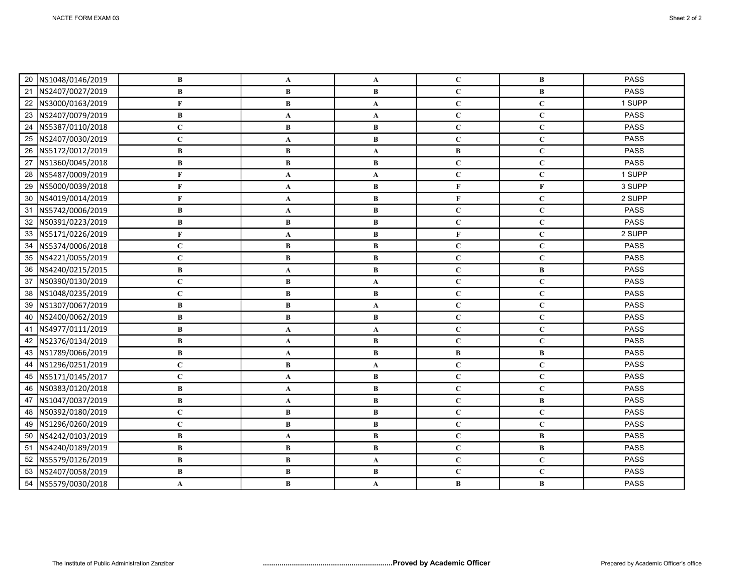| | | | | | | | |
|---|---|---|---|---|---|---|---|
| 20 | NS1048/0146/2019 | B | A | A | C | B | PASS |
| 21 | NS2407/0027/2019 | B | B | B | C | B | PASS |
| 22 | NS3000/0163/2019 | F | B | A | C | C | 1 SUPP |
| 23 | NS2407/0079/2019 | B | A | A | C | C | PASS |
| 24 | NS5387/0110/2018 | C | B | B | C | C | PASS |
| 25 | NS2407/0030/2019 | C | A | B | C | C | PASS |
| 26 | NS5172/0012/2019 | B | B | A | B | C | PASS |
| 27 | NS1360/0045/2018 | B | B | B | C | C | PASS |
| 28 | NS5487/0009/2019 | F | A | A | C | C | 1 SUPP |
| 29 | NS5000/0039/2018 | F | A | B | F | F | 3 SUPP |
| 30 | NS4019/0014/2019 | F | A | B | F | C | 2 SUPP |
| 31 | NS5742/0006/2019 | B | A | B | C | C | PASS |
| 32 | NS0391/0223/2019 | B | B | B | C | C | PASS |
| 33 | NS5171/0226/2019 | F | A | B | F | C | 2 SUPP |
| 34 | NS5374/0006/2018 | C | B | B | C | C | PASS |
| 35 | NS4221/0055/2019 | C | B | B | C | C | PASS |
| 36 | NS4240/0215/2015 | B | A | B | C | B | PASS |
| 37 | NS0390/0130/2019 | C | B | A | C | C | PASS |
| 38 | NS1048/0235/2019 | C | B | B | C | C | PASS |
| 39 | NS1307/0067/2019 | B | B | A | C | C | PASS |
| 40 | NS2400/0062/2019 | B | B | B | C | C | PASS |
| 41 | NS4977/0111/2019 | B | A | A | C | C | PASS |
| 42 | NS2376/0134/2019 | B | A | B | C | C | PASS |
| 43 | NS1789/0066/2019 | B | A | B | B | B | PASS |
| 44 | NS1296/0251/2019 | C | B | A | C | C | PASS |
| 45 | NS5171/0145/2017 | C | A | B | C | C | PASS |
| 46 | NS0383/0120/2018 | B | A | B | C | C | PASS |
| 47 | NS1047/0037/2019 | B | A | B | C | B | PASS |
| 48 | NS0392/0180/2019 | C | B | B | C | C | PASS |
| 49 | NS1296/0260/2019 | C | B | B | C | C | PASS |
| 50 | NS4242/0103/2019 | B | A | B | C | B | PASS |
| 51 | NS4240/0189/2019 | B | B | B | C | B | PASS |
| 52 | NS5579/0126/2019 | B | B | A | C | C | PASS |
| 53 | NS2407/0058/2019 | B | B | B | C | C | PASS |
| 54 | NS5579/0030/2018 | A | B | A | B | B | PASS |

The Institute of Public Administration Zanzibar ..............................................................**Proved by Academic Officer** Prepared by Academic Officer's office